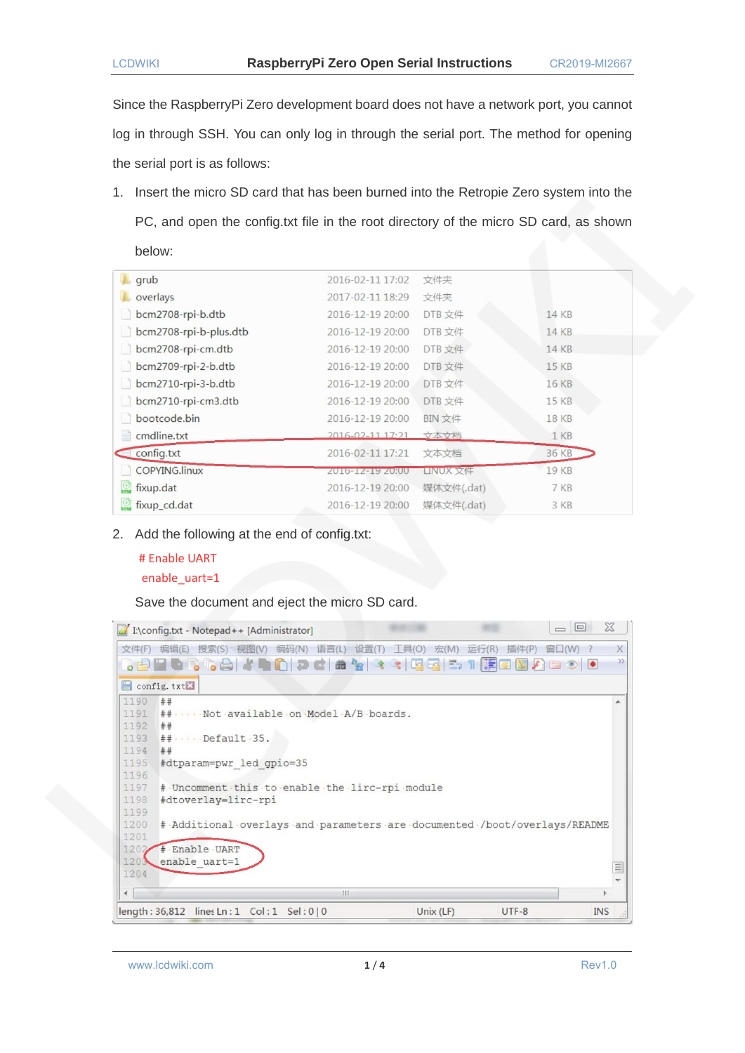Since the RaspberryPi Zero development board does not have a network port, you cannot log in through SSH. You can only log in through the serial port. The method for opening the serial port is as follows:

1. Insert the micro SD card that has been burned into the Retropie Zero system into the PC, and open the config.txt file in the root directory of the micro SD card, as shown below:

| | | | |
|---|---|---|---|
| grub | 2016-02-11 17:02 | 文件夹 | |
| overlays | 2017-02-11 18:29 | 文件夹 | |
| bcm2708-rpi-b.dtb | 2016-12-19 20:00 | DTB 文件 | 14 KB |
| bcm2708-rpi-b-plus.dtb | 2016-12-19 20:00 | DTB 文件 | 14 KB |
| bcm2708-rpi-cm.dtb | 2016-12-19 20:00 | DTB 文件 | 14 KB |
| bcm2709-rpi-2-b.dtb | 2016-12-19 20:00 | DTB 文件 | 15 KB |
| bcm2710-rpi-3-b.dtb | 2016-12-19 20:00 | DTB 文件 | 16 KB |
| bcm2710-rpi-cm3.dtb | 2016-12-19 20:00 | DTB 文件 | 15 KB |
| bootcode.bin | 2016-12-19 20:00 | BIN 文件 | 18 KB |
| cmdline.txt | 2016-02-11 17:21 | 文本文档 | 1 KB |
| config.txt | 2016-02-11 17:21 | 文本文档 | 36 KB |
| COPYING.linux | 2016-12-19 20:00 | LINUX 文件 | 19 KB |
| fixup.dat | 2016-12-19 20:00 | 媒体文件(.dat) | 7 KB |
| fixup_cd.dat | 2016-12-19 20:00 | 媒体文件(.dat) | 3 KB |

2. Add the following at the end of config.txt:

```
# Enable UART
enable_uart=1
```

Save the document and eject the micro SD card.

```
1190  ##
1191  ##     Not available on Model A/B boards.
1192  ##
1193  ##     Default 35.
1194  ##
1195  #dtparam=pwr_led_gpio=35
1196
1197  # Uncomment this to enable the lirc-rpi module
1198  #dtoverlay=lirc-rpi
1199
1200  # Additional overlays and parameters are documented /boot/overlays/README
1201
1202  # Enable UART
1203  enable_uart=1
1204
```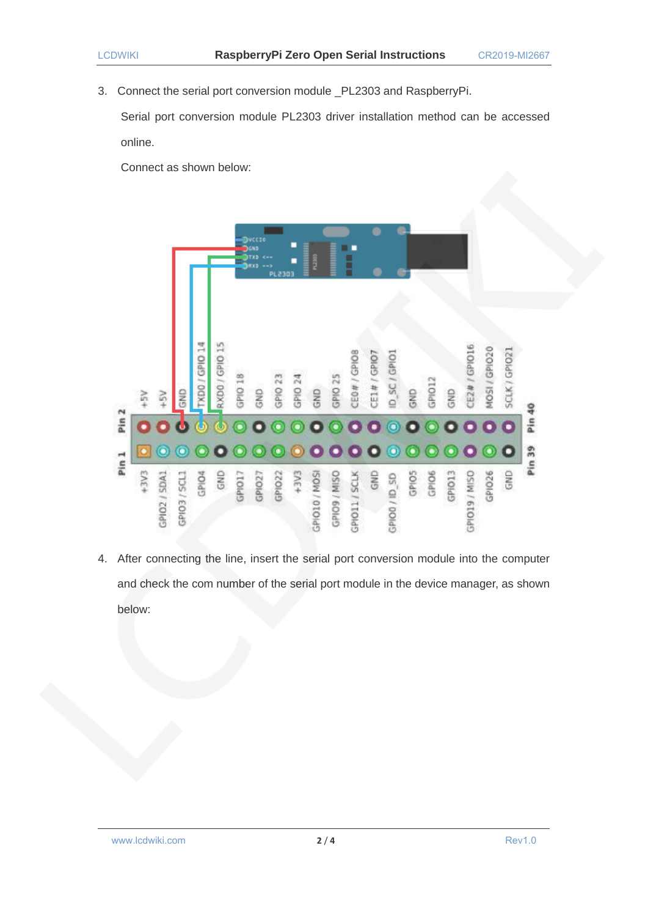3. Connect the serial port conversion module _PL2303 and RaspberryPi.

   Serial port conversion module PL2303 driver installation method can be accessed online.

   Connect as shown below:

4. After connecting the line, insert the serial port conversion module into the computer and check the com number of the serial port module in the device manager, as shown below: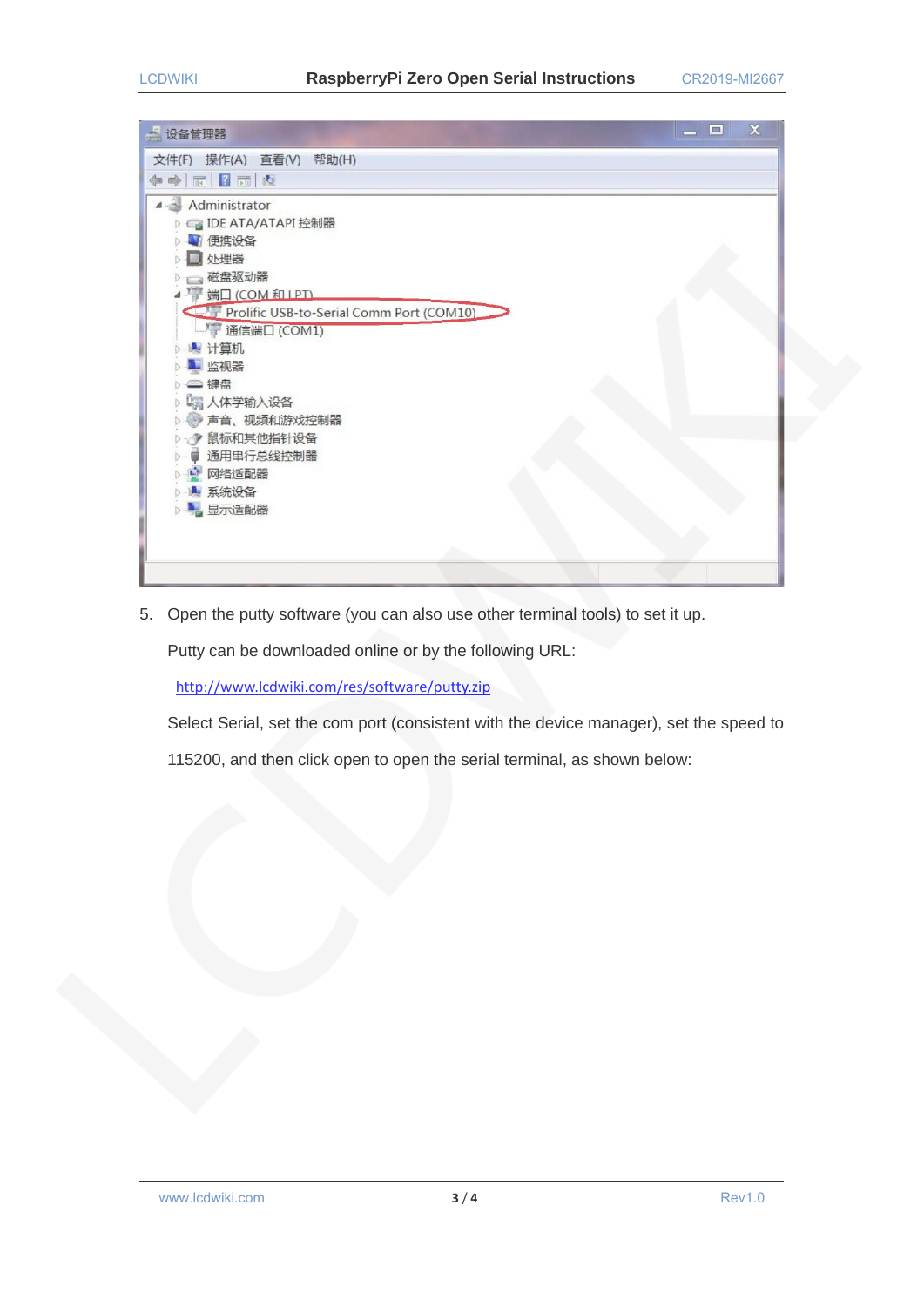5. Open the putty software (you can also use other terminal tools) to set it up.

   Putty can be downloaded online or by the following URL:

   http://www.lcdwiki.com/res/software/putty.zip

   Select Serial, set the com port (consistent with the device manager), set the speed to 115200, and then click open to open the serial terminal, as shown below: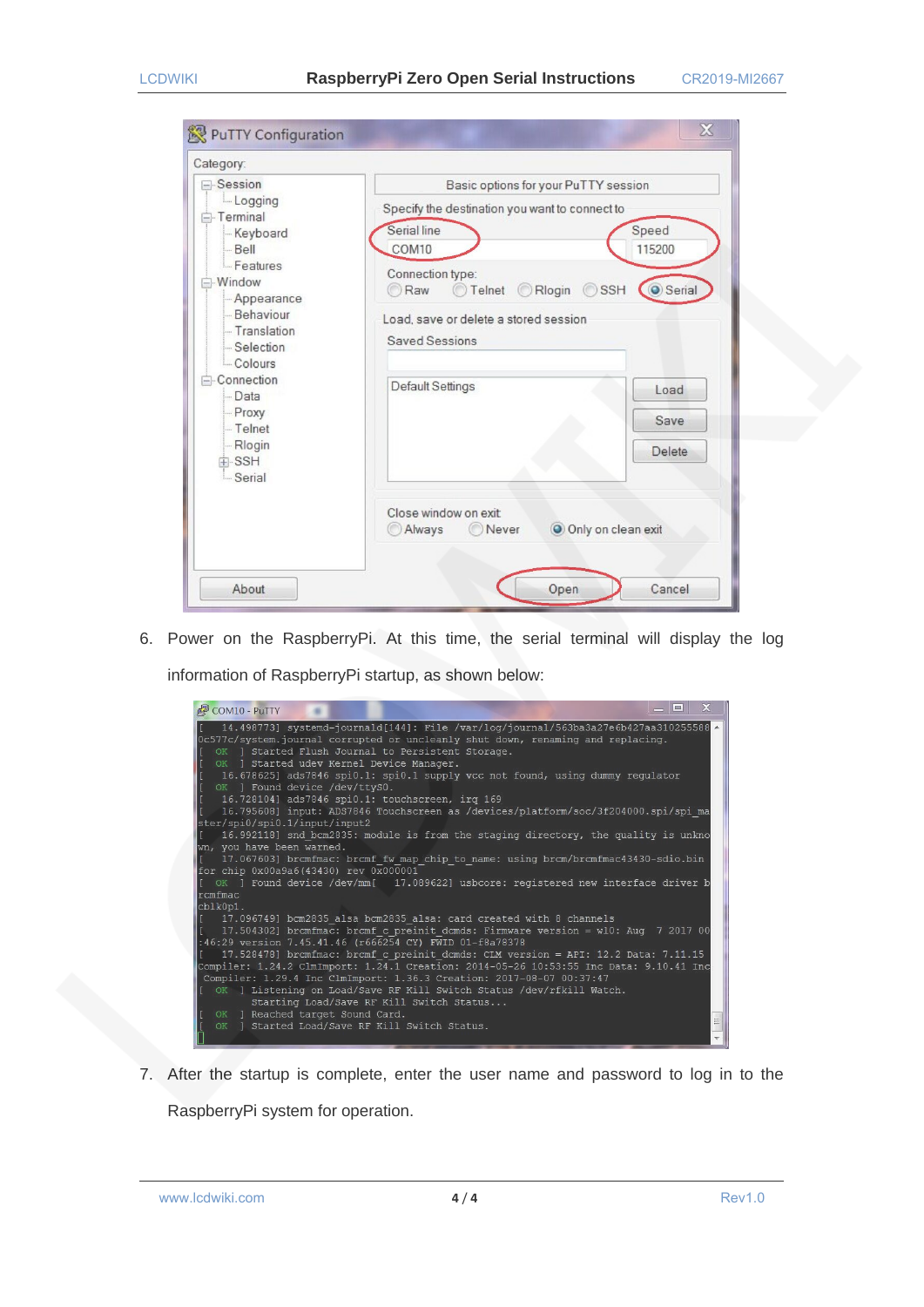6. Power on the RaspberryPi. At this time, the serial terminal will display the log information of RaspberryPi startup, as shown below:

7. After the startup is complete, enter the user name and password to log in to the RaspberryPi system for operation.